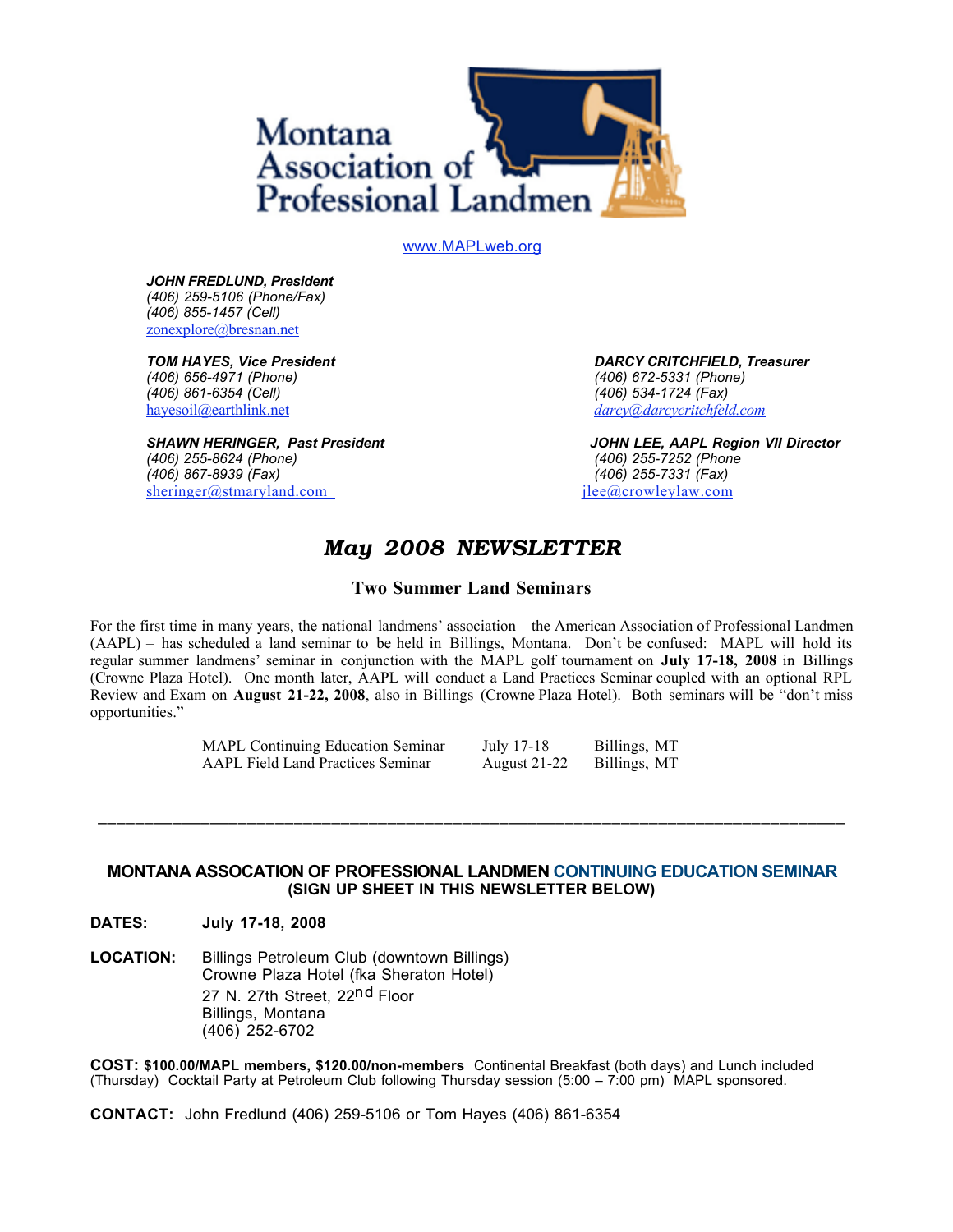# Montana Association of Professional Landmen

www.MAPLweb.org

***JOHN FREDLUND, President***
*(406) 259-5106 (Phone/Fax)*
*(406) 855-1457 (Cell)*
zonexplore@bresnan.net

***TOM HAYES, Vice President***
*(406) 656-4971 (Phone)*
*(406) 861-6354 (Cell)*
hayesoil@earthlink.net

***DARCY CRITCHFIELD, Treasurer***
*(406) 672-5331 (Phone)*
*(406) 534-1724 (Fax)*
*darcy@darcycritchfeld.com*

***SHAWN HERINGER, Past President***
*(406) 255-8624 (Phone)*
*(406) 867-8939 (Fax)*
sheringer@stmaryland.com

***JOHN LEE, AAPL Region VII Director***
*(406) 255-7252 (Phone*
*(406) 255-7331 (Fax)*
jlee@crowleylaw.com

## *May 2008 NEWSLETTER*

### Two Summer Land Seminars

For the first time in many years, the national landmens' association – the American Association of Professional Landmen (AAPL) – has scheduled a land seminar to be held in Billings, Montana. Don't be confused: MAPL will hold its regular summer landmens' seminar in conjunction with the MAPL golf tournament on **July 17-18, 2008** in Billings (Crowne Plaza Hotel). One month later, AAPL will conduct a Land Practices Seminar coupled with an optional RPL Review and Exam on **August 21-22, 2008**, also in Billings (Crowne Plaza Hotel). Both seminars will be "don't miss opportunities."

| | | |
|---|---|---|
| MAPL Continuing Education Seminar | July 17-18 | Billings, MT |
| AAPL Field Land Practices Seminar | August 21-22 | Billings, MT |

---

### MONTANA ASSOCIATION OF PROFESSIONAL LANDMEN CONTINUING EDUCATION SEMINAR
**(SIGN UP SHEET IN THIS NEWSLETTER BELOW)**

**DATES:** **July 17-18, 2008**

**LOCATION:** Billings Petroleum Club (downtown Billings)
Crowne Plaza Hotel (fka Sheraton Hotel)
27 N. 27th Street, 22nd Floor
Billings, Montana
(406) 252-6702

**COST: $100.00/MAPL members, $120.00/non-members** Continental Breakfast (both days) and Lunch included (Thursday) Cocktail Party at Petroleum Club following Thursday session (5:00 – 7:00 pm) MAPL sponsored.

**CONTACT:** John Fredlund (406) 259-5106 or Tom Hayes (406) 861-6354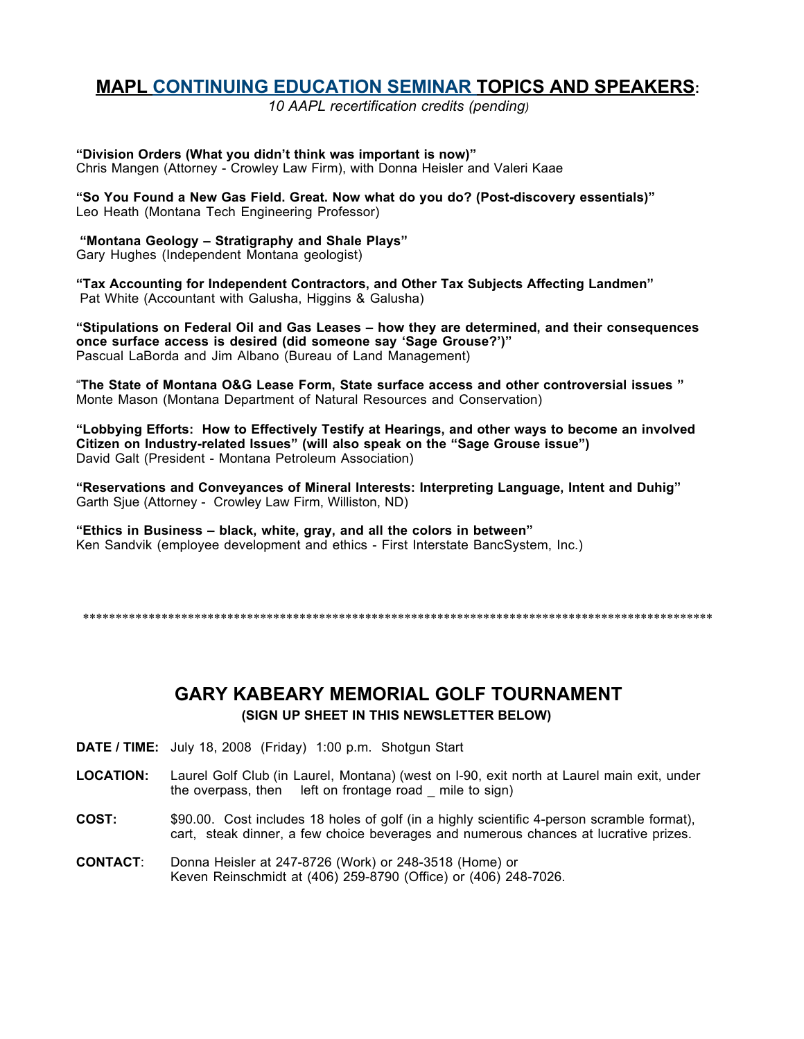## MAPL CONTINUING EDUCATION SEMINAR TOPICS AND SPEAKERS:

*10 AAPL recertification credits (pending)*

**"Division Orders (What you didn't think was important is now)"**
Chris Mangen (Attorney - Crowley Law Firm), with Donna Heisler and Valeri Kaae

**"So You Found a New Gas Field. Great. Now what do you do? (Post-discovery essentials)"**
Leo Heath (Montana Tech Engineering Professor)

**"Montana Geology – Stratigraphy and Shale Plays"**
Gary Hughes (Independent Montana geologist)

**"Tax Accounting for Independent Contractors, and Other Tax Subjects Affecting Landmen"**
Pat White (Accountant with Galusha, Higgins & Galusha)

**"Stipulations on Federal Oil and Gas Leases – how they are determined, and their consequences once surface access is desired (did someone say 'Sage Grouse?')"**
Pascual LaBorda and Jim Albano (Bureau of Land Management)

**"The State of Montana O&G Lease Form, State surface access and other controversial issues "**
Monte Mason (Montana Department of Natural Resources and Conservation)

**"Lobbying Efforts: How to Effectively Testify at Hearings, and other ways to become an involved Citizen on Industry-related Issues" (will also speak on the "Sage Grouse issue")**
David Galt (President - Montana Petroleum Association)

**"Reservations and Conveyances of Mineral Interests: Interpreting Language, Intent and Duhig"**
Garth Sjue (Attorney - Crowley Law Firm, Williston, ND)

**"Ethics in Business – black, white, gray, and all the colors in between"**
Ken Sandvik (employee development and ethics - First Interstate BancSystem, Inc.)

***************************************************************************************************

## GARY KABEARY MEMORIAL GOLF TOURNAMENT

**(SIGN UP SHEET IN THIS NEWSLETTER BELOW)**

**DATE / TIME:** July 18, 2008 (Friday) 1:00 p.m. Shotgun Start

**LOCATION:** Laurel Golf Club (in Laurel, Montana) (west on I-90, exit north at Laurel main exit, under the overpass, then left on frontage road _ mile to sign)

**COST:** $90.00. Cost includes 18 holes of golf (in a highly scientific 4-person scramble format), cart, steak dinner, a few choice beverages and numerous chances at lucrative prizes.

**CONTACT:** Donna Heisler at 247-8726 (Work) or 248-3518 (Home) or
Keven Reinschmidt at (406) 259-8790 (Office) or (406) 248-7026.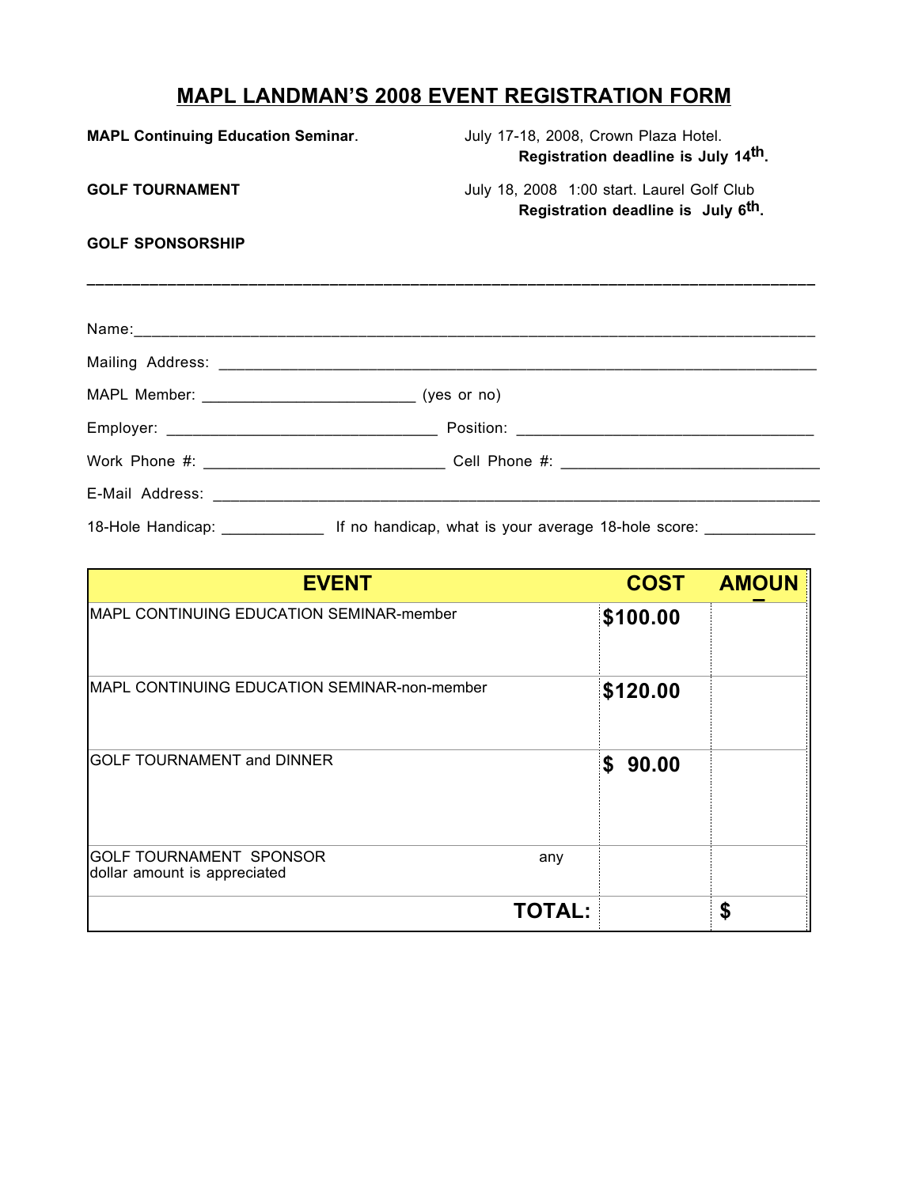# MAPL LANDMAN'S 2008 EVENT REGISTRATION FORM

**MAPL Continuing Education Seminar**. July 17-18, 2008, Crown Plaza Hotel.
**Registration deadline is July 14th.**

**GOLF TOURNAMENT** July 18, 2008 1:00 start. Laurel Golf Club
**Registration deadline is July 6th.**

**GOLF SPONSORSHIP**

---

Name: ____________________________________________

Mailing Address: ____________________________________________

MAPL Member: ________________________ (yes or no)

Employer: ______________________________ Position: ______________________________

Work Phone #: ___________________________ Cell Phone #: ___________________________

E-Mail Address: ____________________________________________

18-Hole Handicap: ___________ If no handicap, what is your average 18-hole score: ___________

| EVENT | COST | AMOUNT |
|---|---|---|
| MAPL CONTINUING EDUCATION SEMINAR-member | **$100.00** | |
| MAPL CONTINUING EDUCATION SEMINAR-non-member | **$120.00** | |
| GOLF TOURNAMENT and DINNER | **$ 90.00** | |
| GOLF TOURNAMENT SPONSOR any dollar amount is appreciated | | |
| **TOTAL:** | | **$** |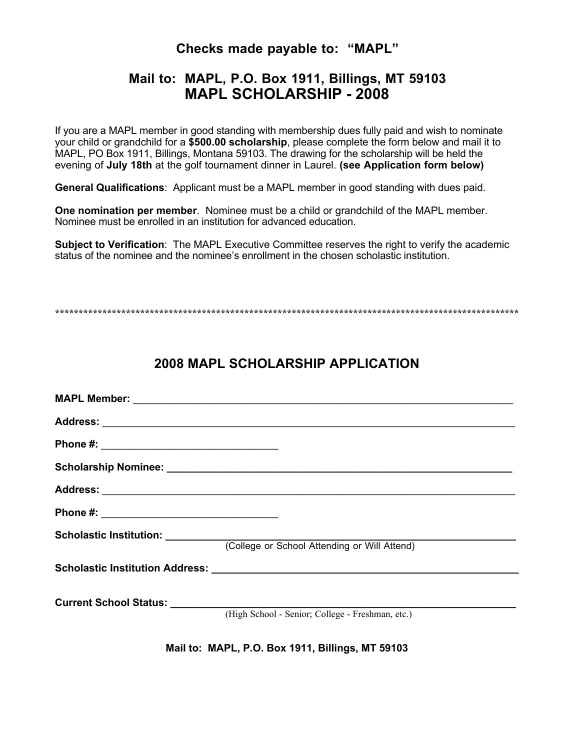**Checks made payable to: "MAPL"**

**Mail to: MAPL, P.O. Box 1911, Billings, MT 59103**

# MAPL SCHOLARSHIP - 2008

If you are a MAPL member in good standing with membership dues fully paid and wish to nominate your child or grandchild for a **$500.00 scholarship**, please complete the form below and mail it to MAPL, PO Box 1911, Billings, Montana 59103. The drawing for the scholarship will be held the evening of **July 18th** at the golf tournament dinner in Laurel. **(see Application form below)**

**General Qualifications**: Applicant must be a MAPL member in good standing with dues paid.

**One nomination per member**. Nominee must be a child or grandchild of the MAPL member. Nominee must be enrolled in an institution for advanced education.

**Subject to Verification**: The MAPL Executive Committee reserves the right to verify the academic status of the nominee and the nominee's enrollment in the chosen scholastic institution.

*****************************************************************************************************

## 2008 MAPL SCHOLARSHIP APPLICATION

**MAPL Member:** ______________________________________________________________________

**Address:** __________________________________________________________________________

**Phone #:** ________________________________

**Scholarship Nominee:** ___________________________________________________________

**Address:** __________________________________________________________________________

**Phone #:** ________________________________

**Scholastic Institution:** ____________________________________________________________
(College or School Attending or Will Attend)

**Scholastic Institution Address:** ____________________________________________________

**Current School Status:** ___________________________________________________________
(High School - Senior; College - Freshman, etc.)

**Mail to: MAPL, P.O. Box 1911, Billings, MT 59103**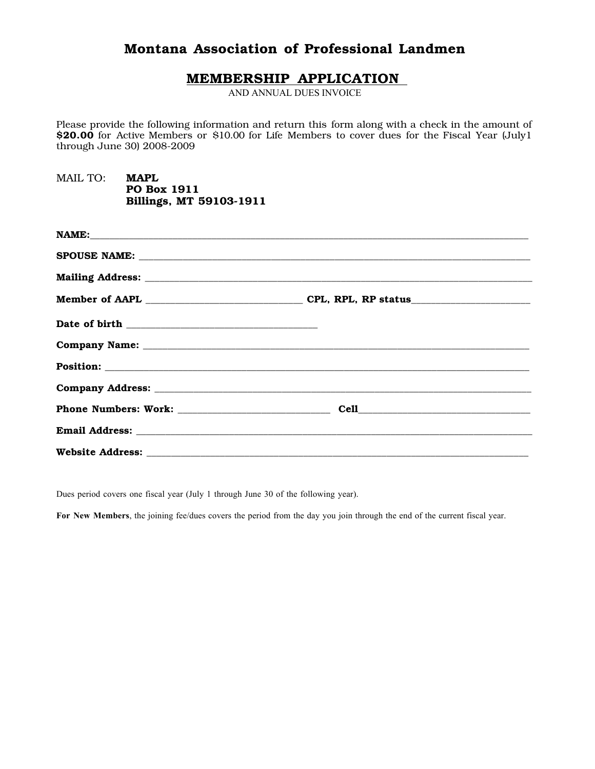# Montana Association of Professional Landmen

## MEMBERSHIP APPLICATION

AND ANNUAL DUES INVOICE

Please provide the following information and return this form along with a check in the amount of **$20.00** for Active Members or $10.00 for Life Members to cover dues for the Fiscal Year (July1 through June 30) 2008-2009

MAIL TO: **MAPL**
**PO Box 1911**
**Billings, MT 59103-1911**

**NAME:**___________________________________________________________________________

**SPOUSE NAME:** ______________________________________________________________________

**Mailing Address:** ____________________________________________________________________

**Member of AAPL** ___________________________ **CPL, RPL, RP status**_____________________

**Date of birth** __________________________________

**Company Name:** ____________________________________________________________________

**Position:** _________________________________________________________________________

**Company Address:** __________________________________________________________________

**Phone Numbers: Work:** ___________________________ **Cell**________________________________

**Email Address:** _____________________________________________________________________

**Website Address:** ___________________________________________________________________

Dues period covers one fiscal year (July 1 through June 30 of the following year).

**For New Members**, the joining fee/dues covers the period from the day you join through the end of the current fiscal year.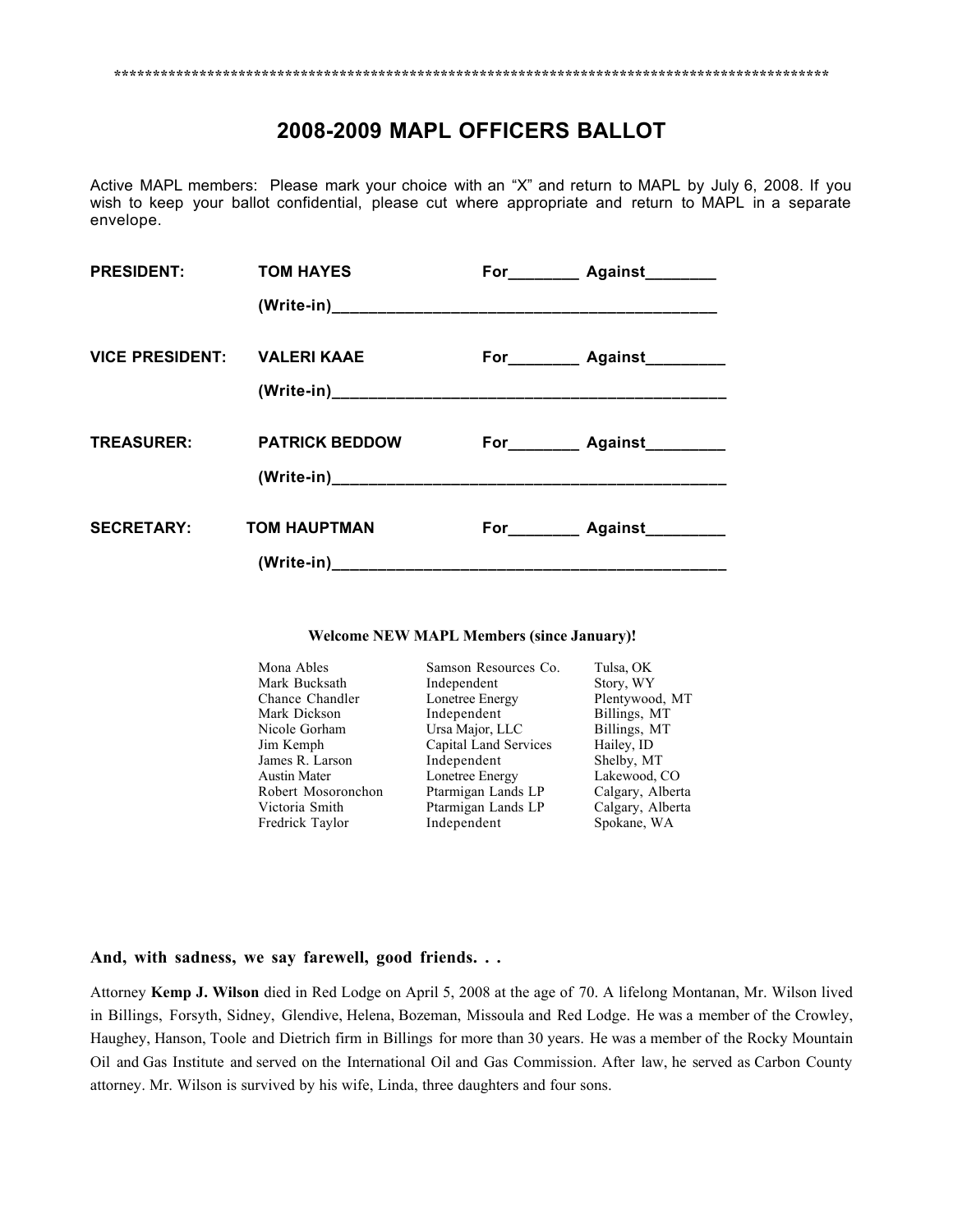\*\*\*\*\*\*\*\*\*\*\*\*\*\*\*\*\*\*\*\*\*\*\*\*\*\*\*\*\*\*\*\*\*\*\*\*\*\*\*\*\*\*\*\*\*\*\*\*\*\*\*\*\*\*\*\*\*\*\*\*\*\*\*\*\*\*\*\*\*\*\*\*\*\*\*\*\*\*\*\*\*\*\*\*\*\*\*\*\*\*\*\*\*\*\*

# 2008-2009 MAPL OFFICERS BALLOT

Active MAPL members: Please mark your choice with an "X" and return to MAPL by July 6, 2008. If you wish to keep your ballot confidential, please cut where appropriate and return to MAPL in a separate envelope.

**PRESIDENT:** **TOM HAYES** **For\_\_\_\_\_\_\_\_ Against\_\_\_\_\_\_\_\_**

**(Write-in)\_\_\_\_\_\_\_\_\_\_\_\_\_\_\_\_\_\_\_\_\_\_\_\_\_\_\_\_\_\_\_\_\_\_\_\_\_\_\_\_\_\_\_\_**

**VICE PRESIDENT:** **VALERI KAAE** **For\_\_\_\_\_\_\_\_ Against\_\_\_\_\_\_\_\_\_**

**(Write-in)\_\_\_\_\_\_\_\_\_\_\_\_\_\_\_\_\_\_\_\_\_\_\_\_\_\_\_\_\_\_\_\_\_\_\_\_\_\_\_\_\_\_\_\_\_**

**TREASURER:** **PATRICK BEDDOW** **For\_\_\_\_\_\_\_\_ Against\_\_\_\_\_\_\_\_\_**

**(Write-in)\_\_\_\_\_\_\_\_\_\_\_\_\_\_\_\_\_\_\_\_\_\_\_\_\_\_\_\_\_\_\_\_\_\_\_\_\_\_\_\_\_\_\_\_\_**

**SECRETARY:** **TOM HAUPTMAN** **For\_\_\_\_\_\_\_\_ Against\_\_\_\_\_\_\_\_\_**

**(Write-in)\_\_\_\_\_\_\_\_\_\_\_\_\_\_\_\_\_\_\_\_\_\_\_\_\_\_\_\_\_\_\_\_\_\_\_\_\_\_\_\_\_\_\_\_\_**

**Welcome NEW MAPL Members (since January)!**

| | | |
|---|---|---|
| Mona Ables | Samson Resources Co. | Tulsa, OK |
| Mark Bucksath | Independent | Story, WY |
| Chance Chandler | Lonetree Energy | Plentywood, MT |
| Mark Dickson | Independent | Billings, MT |
| Nicole Gorham | Ursa Major, LLC | Billings, MT |
| Jim Kemph | Capital Land Services | Hailey, ID |
| James R. Larson | Independent | Shelby, MT |
| Austin Mater | Lonetree Energy | Lakewood, CO |
| Robert Mosoronchon | Ptarmigan Lands LP | Calgary, Alberta |
| Victoria Smith | Ptarmigan Lands LP | Calgary, Alberta |
| Fredrick Taylor | Independent | Spokane, WA |

**And, with sadness, we say farewell, good friends. . .**

Attorney **Kemp J. Wilson** died in Red Lodge on April 5, 2008 at the age of 70. A lifelong Montanan, Mr. Wilson lived in Billings, Forsyth, Sidney, Glendive, Helena, Bozeman, Missoula and Red Lodge. He was a member of the Crowley, Haughey, Hanson, Toole and Dietrich firm in Billings for more than 30 years. He was a member of the Rocky Mountain Oil and Gas Institute and served on the International Oil and Gas Commission. After law, he served as Carbon County attorney. Mr. Wilson is survived by his wife, Linda, three daughters and four sons.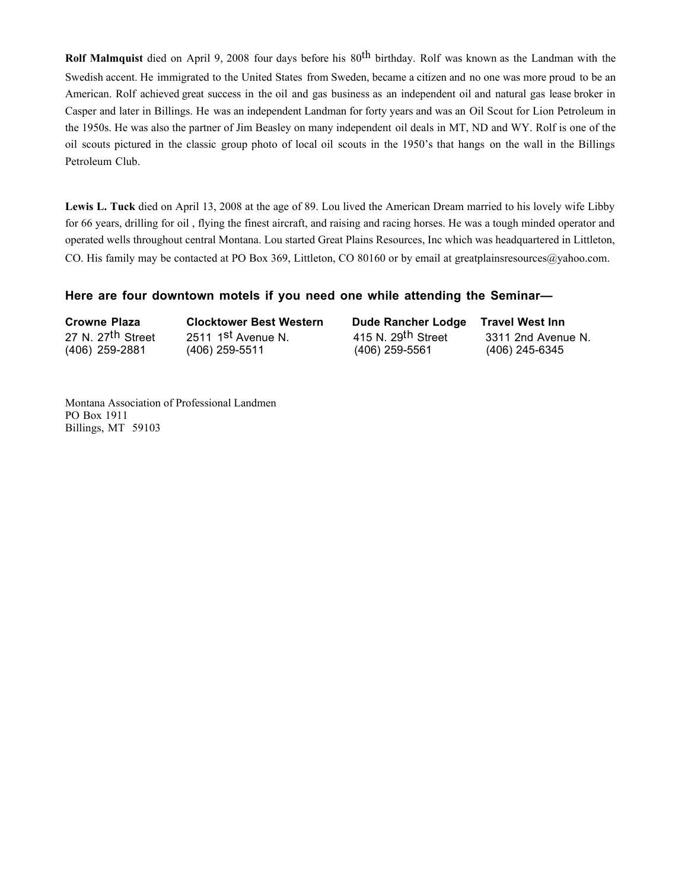**Rolf Malmquist** died on April 9, 2008 four days before his 80th birthday. Rolf was known as the Landman with the Swedish accent. He immigrated to the United States from Sweden, became a citizen and no one was more proud to be an American. Rolf achieved great success in the oil and gas business as an independent oil and natural gas lease broker in Casper and later in Billings. He was an independent Landman for forty years and was an Oil Scout for Lion Petroleum in the 1950s. He was also the partner of Jim Beasley on many independent oil deals in MT, ND and WY. Rolf is one of the oil scouts pictured in the classic group photo of local oil scouts in the 1950's that hangs on the wall in the Billings Petroleum Club.

**Lewis L. Tuck** died on April 13, 2008 at the age of 89. Lou lived the American Dream married to his lovely wife Libby for 66 years, drilling for oil , flying the finest aircraft, and raising and racing horses. He was a tough minded operator and operated wells throughout central Montana. Lou started Great Plains Resources, Inc which was headquartered in Littleton, CO. His family may be contacted at PO Box 369, Littleton, CO 80160 or by email at greatplainsresources@yahoo.com.

### Here are four downtown motels if you need one while attending the Seminar—

| **Crowne Plaza** | **Clocktower Best Western** | **Dude Rancher Lodge** | **Travel West Inn** |
|---|---|---|---|
| 27 N. 27th Street | 2511 1st Avenue N. | 415 N. 29th Street | 3311 2nd Avenue N. |
| (406) 259-2881 | (406) 259-5511 | (406) 259-5561 | (406) 245-6345 |

Montana Association of Professional Landmen
PO Box 1911
Billings, MT 59103